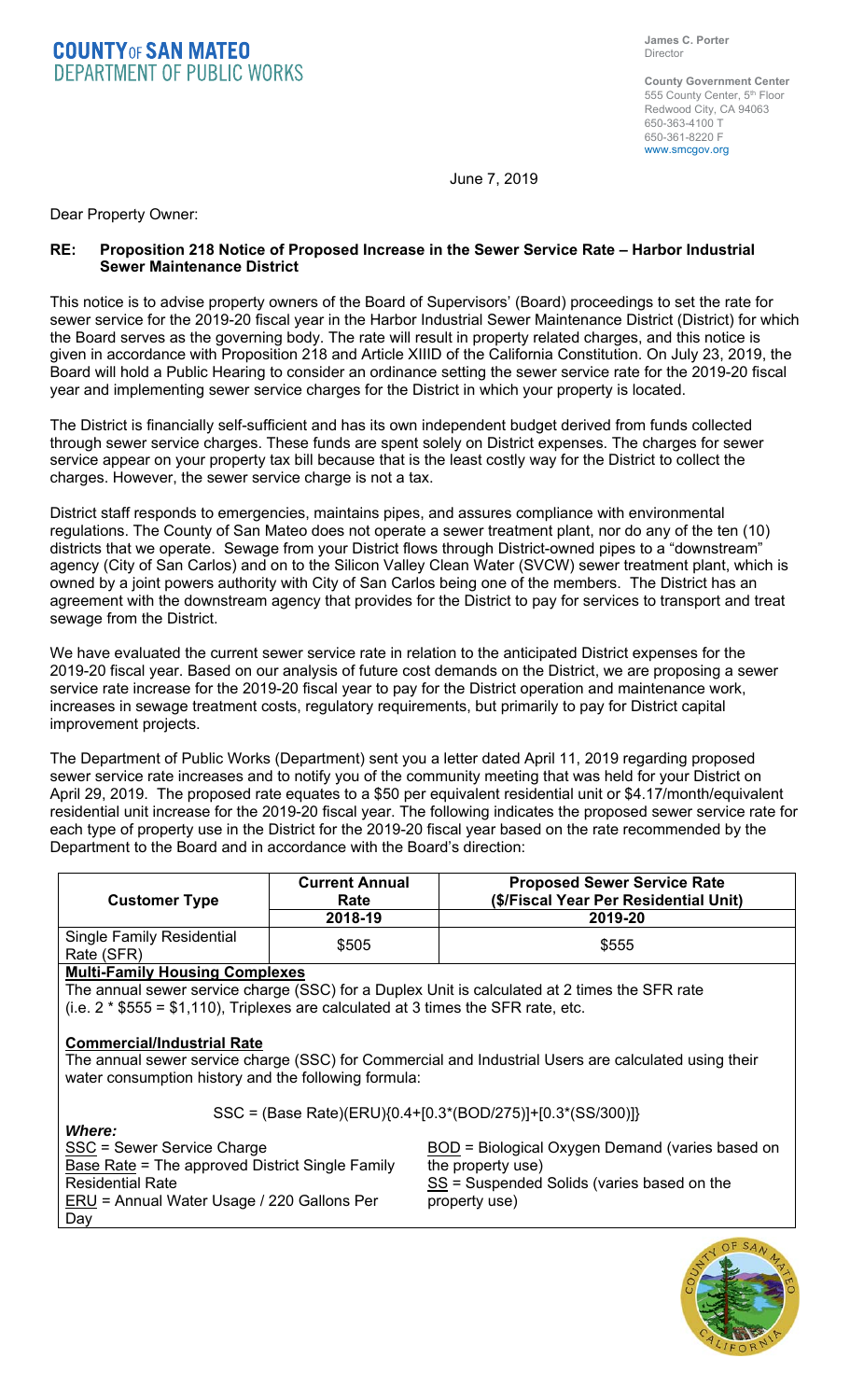# COUNTY OF SAN MATEO
## DEPARTMENT OF PUBLIC WORKS

**James C. Porter**
Director

**County Government Center**
555 County Center, 5th Floor
Redwood City, CA 94063
650-363-4100 T
650-361-8220 F
www.smcgov.org

June 7, 2019

Dear Property Owner:

**RE: Proposition 218 Notice of Proposed Increase in the Sewer Service Rate – Harbor Industrial Sewer Maintenance District**

This notice is to advise property owners of the Board of Supervisors' (Board) proceedings to set the rate for sewer service for the 2019-20 fiscal year in the Harbor Industrial Sewer Maintenance District (District) for which the Board serves as the governing body. The rate will result in property related charges, and this notice is given in accordance with Proposition 218 and Article XIIID of the California Constitution. On July 23, 2019, the Board will hold a Public Hearing to consider an ordinance setting the sewer service rate for the 2019-20 fiscal year and implementing sewer service charges for the District in which your property is located.

The District is financially self-sufficient and has its own independent budget derived from funds collected through sewer service charges. These funds are spent solely on District expenses. The charges for sewer service appear on your property tax bill because that is the least costly way for the District to collect the charges. However, the sewer service charge is not a tax.

District staff responds to emergencies, maintains pipes, and assures compliance with environmental regulations. The County of San Mateo does not operate a sewer treatment plant, nor do any of the ten (10) districts that we operate. Sewage from your District flows through District-owned pipes to a "downstream" agency (City of San Carlos) and on to the Silicon Valley Clean Water (SVCW) sewer treatment plant, which is owned by a joint powers authority with City of San Carlos being one of the members. The District has an agreement with the downstream agency that provides for the District to pay for services to transport and treat sewage from the District.

We have evaluated the current sewer service rate in relation to the anticipated District expenses for the 2019-20 fiscal year. Based on our analysis of future cost demands on the District, we are proposing a sewer service rate increase for the 2019-20 fiscal year to pay for the District operation and maintenance work, increases in sewage treatment costs, regulatory requirements, but primarily to pay for District capital improvement projects.

The Department of Public Works (Department) sent you a letter dated April 11, 2019 regarding proposed sewer service rate increases and to notify you of the community meeting that was held for your District on April 29, 2019. The proposed rate equates to a $50 per equivalent residential unit or $4.17/month/equivalent residential unit increase for the 2019-20 fiscal year. The following indicates the proposed sewer service rate for each type of property use in the District for the 2019-20 fiscal year based on the rate recommended by the Department to the Board and in accordance with the Board's direction:

| Customer Type | Current Annual Rate | Proposed Sewer Service Rate ($/Fiscal Year Per Residential Unit) |
|---|---|---|
| | 2018-19 | 2019-20 |
| Single Family Residential Rate (SFR) | $505 | $555 |

**Multi-Family Housing Complexes**

The annual sewer service charge (SSC) for a Duplex Unit is calculated at 2 times the SFR rate (i.e. 2 * $555 = $1,110), Triplexes are calculated at 3 times the SFR rate, etc.

**Commercial/Industrial Rate**

The annual sewer service charge (SSC) for Commercial and Industrial Users are calculated using their water consumption history and the following formula:

$$SSC = (\text{Base Rate})(ERU)\{0.4+[0.3*(BOD/275)]+[0.3*(SS/300)]\}$$

***Where:***

- SSC = Sewer Service Charge
- Base Rate = The approved District Single Family Residential Rate
- ERU = Annual Water Usage / 220 Gallons Per Day
- BOD = Biological Oxygen Demand (varies based on the property use)
- SS = Suspended Solids (varies based on the property use)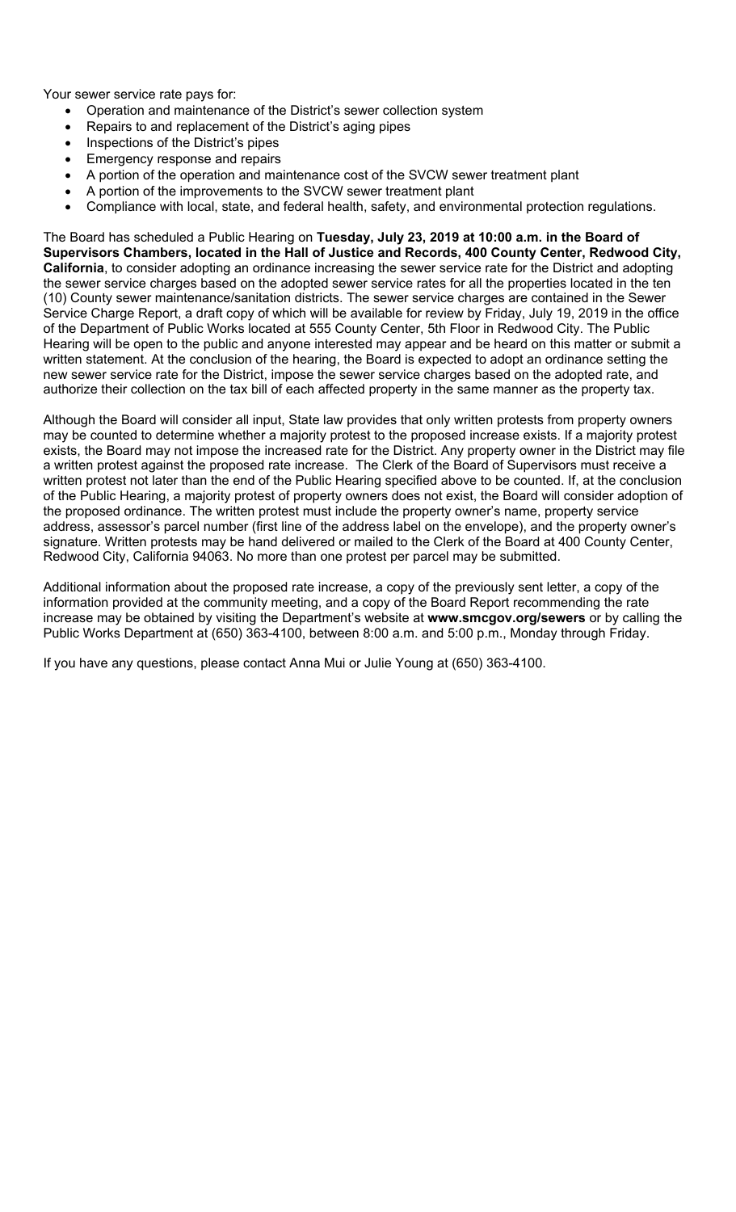Your sewer service rate pays for:

- Operation and maintenance of the District's sewer collection system
- Repairs to and replacement of the District's aging pipes
- Inspections of the District's pipes
- Emergency response and repairs
- A portion of the operation and maintenance cost of the SVCW sewer treatment plant
- A portion of the improvements to the SVCW sewer treatment plant
- Compliance with local, state, and federal health, safety, and environmental protection regulations.

The Board has scheduled a Public Hearing on **Tuesday, July 23, 2019 at 10:00 a.m. in the Board of Supervisors Chambers, located in the Hall of Justice and Records, 400 County Center, Redwood City, California**, to consider adopting an ordinance increasing the sewer service rate for the District and adopting the sewer service charges based on the adopted sewer service rates for all the properties located in the ten (10) County sewer maintenance/sanitation districts. The sewer service charges are contained in the Sewer Service Charge Report, a draft copy of which will be available for review by Friday, July 19, 2019 in the office of the Department of Public Works located at 555 County Center, 5th Floor in Redwood City. The Public Hearing will be open to the public and anyone interested may appear and be heard on this matter or submit a written statement. At the conclusion of the hearing, the Board is expected to adopt an ordinance setting the new sewer service rate for the District, impose the sewer service charges based on the adopted rate, and authorize their collection on the tax bill of each affected property in the same manner as the property tax.

Although the Board will consider all input, State law provides that only written protests from property owners may be counted to determine whether a majority protest to the proposed increase exists. If a majority protest exists, the Board may not impose the increased rate for the District. Any property owner in the District may file a written protest against the proposed rate increase. The Clerk of the Board of Supervisors must receive a written protest not later than the end of the Public Hearing specified above to be counted. If, at the conclusion of the Public Hearing, a majority protest of property owners does not exist, the Board will consider adoption of the proposed ordinance. The written protest must include the property owner's name, property service address, assessor's parcel number (first line of the address label on the envelope), and the property owner's signature. Written protests may be hand delivered or mailed to the Clerk of the Board at 400 County Center, Redwood City, California 94063. No more than one protest per parcel may be submitted.

Additional information about the proposed rate increase, a copy of the previously sent letter, a copy of the information provided at the community meeting, and a copy of the Board Report recommending the rate increase may be obtained by visiting the Department's website at **www.smcgov.org/sewers** or by calling the Public Works Department at (650) 363-4100, between 8:00 a.m. and 5:00 p.m., Monday through Friday.

If you have any questions, please contact Anna Mui or Julie Young at (650) 363-4100.